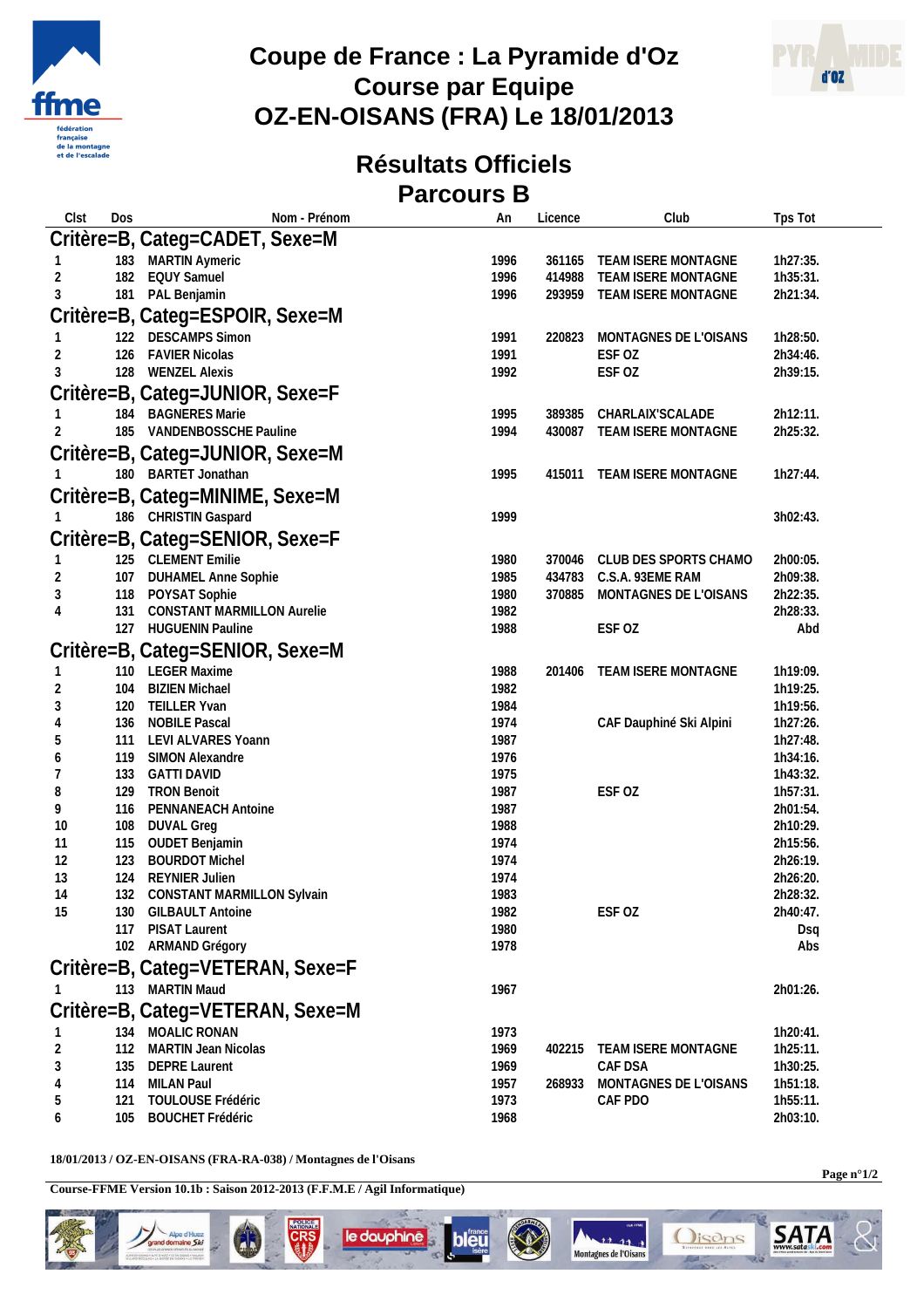# Coupe de France : La Pyramide d'Oz
# Course par Equipe
# OZ-EN-OISANS (FRA) Le 18/01/2013

## Résultats Officiels
## Parcours B

| Clst | Dos | Nom - Prénom | An | Licence | Club | Tps Tot |
|---|---|---|---|---|---|---|
| **Critère=B, Categ=CADET, Sexe=M** | | | | | | |
| 1 | 183 | MARTIN Aymeric | 1996 | 361165 | TEAM ISERE MONTAGNE | 1h27:35. |
| 2 | 182 | EQUY Samuel | 1996 | 414988 | TEAM ISERE MONTAGNE | 1h35:31. |
| 3 | 181 | PAL Benjamin | 1996 | 293959 | TEAM ISERE MONTAGNE | 2h21:34. |
| **Critère=B, Categ=ESPOIR, Sexe=M** | | | | | | |
| 1 | 122 | DESCAMPS Simon | 1991 | 220823 | MONTAGNES DE L'OISANS | 1h28:50. |
| 2 | 126 | FAVIER Nicolas | 1991 | | ESF OZ | 2h34:46. |
| 3 | 128 | WENZEL Alexis | 1992 | | ESF OZ | 2h39:15. |
| **Critère=B, Categ=JUNIOR, Sexe=F** | | | | | | |
| 1 | 184 | BAGNERES Marie | 1995 | 389385 | CHARLAIX'SCALADE | 2h12:11. |
| 2 | 185 | VANDENBOSSCHE Pauline | 1994 | 430087 | TEAM ISERE MONTAGNE | 2h25:32. |
| **Critère=B, Categ=JUNIOR, Sexe=M** | | | | | | |
| 1 | 180 | BARTET Jonathan | 1995 | 415011 | TEAM ISERE MONTAGNE | 1h27:44. |
| **Critère=B, Categ=MINIME, Sexe=M** | | | | | | |
| 1 | 186 | CHRISTIN Gaspard | 1999 | | | 3h02:43. |
| **Critère=B, Categ=SENIOR, Sexe=F** | | | | | | |
| 1 | 125 | CLEMENT Emilie | 1980 | 370046 | CLUB DES SPORTS CHAMO | 2h00:05. |
| 2 | 107 | DUHAMEL Anne Sophie | 1985 | 434783 | C.S.A. 93EME RAM | 2h09:38. |
| 3 | 118 | POYSAT Sophie | 1980 | 370885 | MONTAGNES DE L'OISANS | 2h22:35. |
| 4 | 131 | CONSTANT MARMILLON Aurelie | 1982 | | | 2h28:33. |
| | 127 | HUGUENIN Pauline | 1988 | | ESF OZ | Abd |
| **Critère=B, Categ=SENIOR, Sexe=M** | | | | | | |
| 1 | 110 | LEGER Maxime | 1988 | 201406 | TEAM ISERE MONTAGNE | 1h19:09. |
| 2 | 104 | BIZIEN Michael | 1982 | | | 1h19:25. |
| 3 | 120 | TEILLER Yvan | 1984 | | | 1h19:56. |
| 4 | 136 | NOBILE Pascal | 1974 | | CAF Dauphiné Ski Alpini | 1h27:26. |
| 5 | 111 | LEVI ALVARES Yoann | 1987 | | | 1h27:48. |
| 6 | 119 | SIMON Alexandre | 1976 | | | 1h34:16. |
| 7 | 133 | GATTI DAVID | 1975 | | | 1h43:32. |
| 8 | 129 | TRON Benoit | 1987 | | ESF OZ | 1h57:31. |
| 9 | 116 | PENNANEACH Antoine | 1987 | | | 2h01:54. |
| 10 | 108 | DUVAL Greg | 1988 | | | 2h10:29. |
| 11 | 115 | OUDET Benjamin | 1974 | | | 2h15:56. |
| 12 | 123 | BOURDOT Michel | 1974 | | | 2h26:19. |
| 13 | 124 | REYNIER Julien | 1974 | | | 2h26:20. |
| 14 | 132 | CONSTANT MARMILLON Sylvain | 1983 | | | 2h28:32. |
| 15 | 130 | GILBAULT Antoine | 1982 | | ESF OZ | 2h40:47. |
| | 117 | PISAT Laurent | 1980 | | | Dsq |
| | 102 | ARMAND Grégory | 1978 | | | Abs |
| **Critère=B, Categ=VETERAN, Sexe=F** | | | | | | |
| 1 | 113 | MARTIN Maud | 1967 | | | 2h01:26. |
| **Critère=B, Categ=VETERAN, Sexe=M** | | | | | | |
| 1 | 134 | MOALIC RONAN | 1973 | | | 1h20:41. |
| 2 | 112 | MARTIN Jean Nicolas | 1969 | 402215 | TEAM ISERE MONTAGNE | 1h25:11. |
| 3 | 135 | DEPRE Laurent | 1969 | | CAF DSA | 1h30:25. |
| 4 | 114 | MILAN Paul | 1957 | 268933 | MONTAGNES DE L'OISANS | 1h51:18. |
| 5 | 121 | TOULOUSE Frédéric | 1973 | | CAF PDO | 1h55:11. |
| 6 | 105 | BOUCHET Frédéric | 1968 | | | 2h03:10. |

18/01/2013 / OZ-EN-OISANS (FRA-RA-038) / Montagnes de l'Oisans

Course-FFME Version 10.1b : Saison 2012-2013 (F.F.M.E / Agil Informatique)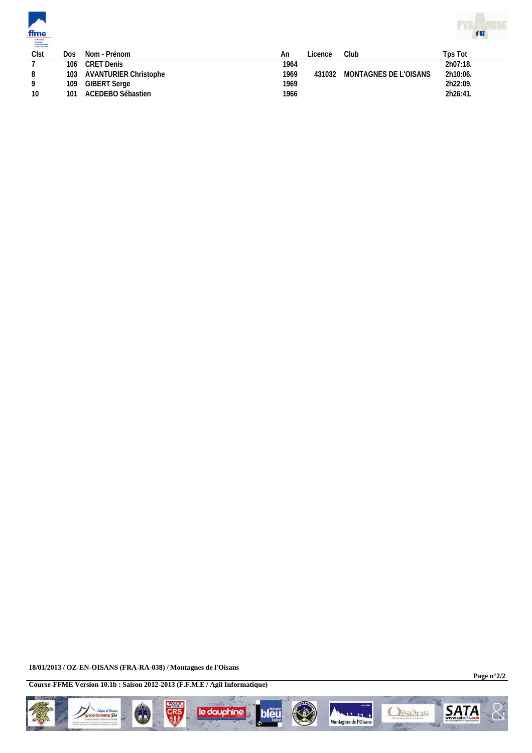| Clst | Dos | Nom - Prénom | An | Licence | Club | Tps Tot |
|---|---|---|---|---|---|---|
| 7 | 106 | CRET Denis | 1964 | | | 2h07:18. |
| 8 | 103 | AVANTURIER Christophe | 1969 | 431032 | MONTAGNES DE L'OISANS | 2h10:06. |
| 9 | 109 | GIBERT Serge | 1969 | | | 2h22:09. |
| 10 | 101 | ACEDEBO Sébastien | 1966 | | | 2h26:41. |

**18/01/2013 / OZ-EN-OISANS (FRA-RA-038) / Montagnes de l'Oisans**

**Course-FFME Version 10.1b : Saison 2012-2013 (F.F.M.E / Agil Informatique)**